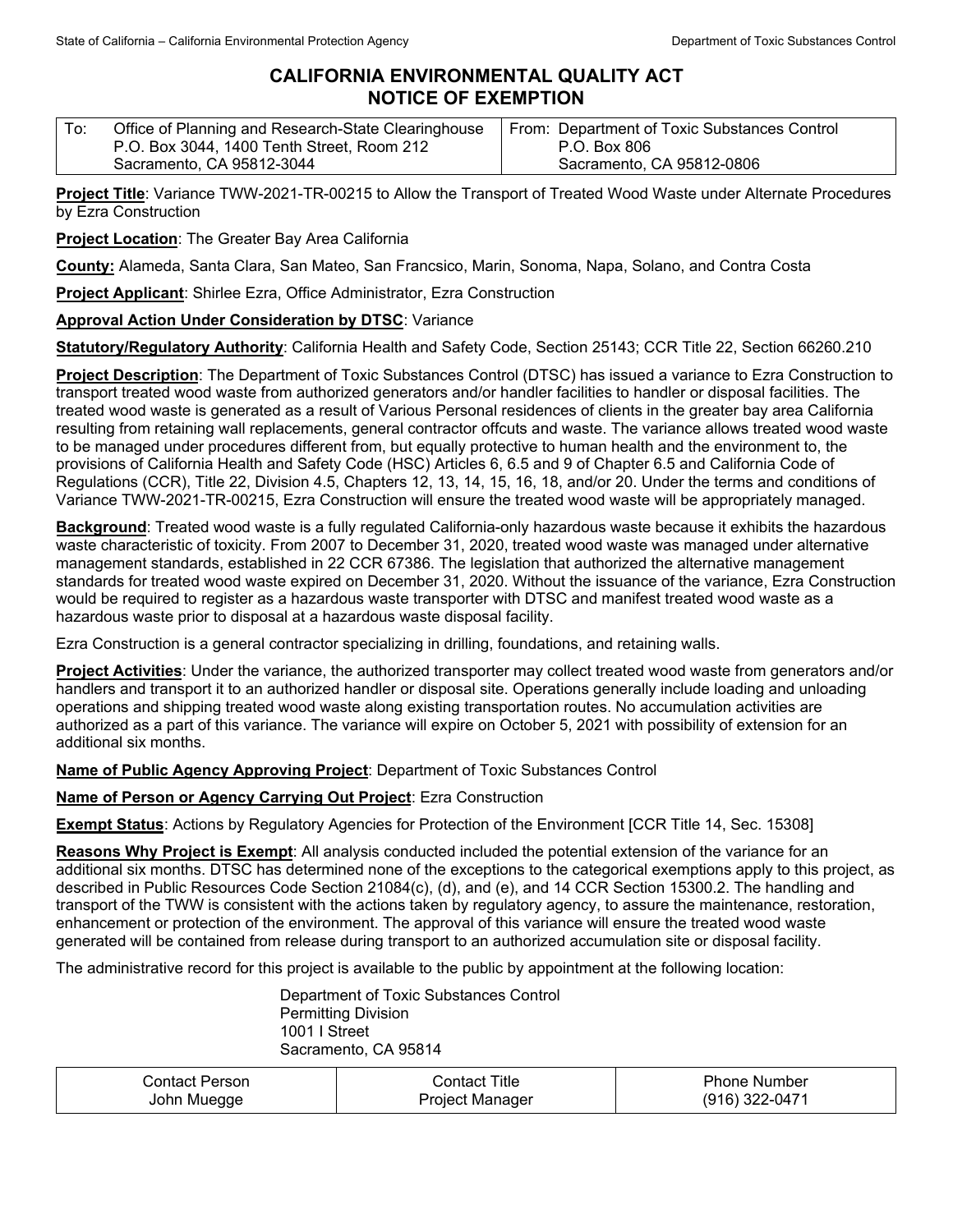State of California – California Environmental Protection Agency | Department of Toxic Substances Control

# CALIFORNIA ENVIRONMENTAL QUALITY ACT
# NOTICE OF EXEMPTION

| To: Office of Planning and Research-State Clearinghouse<br>P.O. Box 3044, 1400 Tenth Street, Room 212<br>Sacramento, CA 95812-3044 | From: Department of Toxic Substances Control<br>P.O. Box 806<br>Sacramento, CA 95812-0806 |
|---|---|

**Project Title**: Variance TWW-2021-TR-00215 to Allow the Transport of Treated Wood Waste under Alternate Procedures by Ezra Construction

**Project Location**: The Greater Bay Area California

**County:** Alameda, Santa Clara, San Mateo, San Francsico, Marin, Sonoma, Napa, Solano, and Contra Costa

**Project Applicant**: Shirlee Ezra, Office Administrator, Ezra Construction

**Approval Action Under Consideration by DTSC**: Variance

**Statutory/Regulatory Authority**: California Health and Safety Code, Section 25143; CCR Title 22, Section 66260.210

**Project Description**: The Department of Toxic Substances Control (DTSC) has issued a variance to Ezra Construction to transport treated wood waste from authorized generators and/or handler facilities to handler or disposal facilities. The treated wood waste is generated as a result of Various Personal residences of clients in the greater bay area California resulting from retaining wall replacements, general contractor offcuts and waste. The variance allows treated wood waste to be managed under procedures different from, but equally protective to human health and the environment to, the provisions of California Health and Safety Code (HSC) Articles 6, 6.5 and 9 of Chapter 6.5 and California Code of Regulations (CCR), Title 22, Division 4.5, Chapters 12, 13, 14, 15, 16, 18, and/or 20. Under the terms and conditions of Variance TWW-2021-TR-00215, Ezra Construction will ensure the treated wood waste will be appropriately managed.

**Background**: Treated wood waste is a fully regulated California-only hazardous waste because it exhibits the hazardous waste characteristic of toxicity. From 2007 to December 31, 2020, treated wood waste was managed under alternative management standards, established in 22 CCR 67386. The legislation that authorized the alternative management standards for treated wood waste expired on December 31, 2020. Without the issuance of the variance, Ezra Construction would be required to register as a hazardous waste transporter with DTSC and manifest treated wood waste as a hazardous waste prior to disposal at a hazardous waste disposal facility.

Ezra Construction is a general contractor specializing in drilling, foundations, and retaining walls.

**Project Activities**: Under the variance, the authorized transporter may collect treated wood waste from generators and/or handlers and transport it to an authorized handler or disposal site. Operations generally include loading and unloading operations and shipping treated wood waste along existing transportation routes. No accumulation activities are authorized as a part of this variance. The variance will expire on October 5, 2021 with possibility of extension for an additional six months.

**Name of Public Agency Approving Project**: Department of Toxic Substances Control

**Name of Person or Agency Carrying Out Project**: Ezra Construction

**Exempt Status**: Actions by Regulatory Agencies for Protection of the Environment [CCR Title 14, Sec. 15308]

**Reasons Why Project is Exempt**: All analysis conducted included the potential extension of the variance for an additional six months. DTSC has determined none of the exceptions to the categorical exemptions apply to this project, as described in Public Resources Code Section 21084(c), (d), and (e), and 14 CCR Section 15300.2. The handling and transport of the TWW is consistent with the actions taken by regulatory agency, to assure the maintenance, restoration, enhancement or protection of the environment. The approval of this variance will ensure the treated wood waste generated will be contained from release during transport to an authorized accumulation site or disposal facility.

The administrative record for this project is available to the public by appointment at the following location:

Department of Toxic Substances Control
Permitting Division
1001 I Street
Sacramento, CA 95814

| Contact Person | Contact Title | Phone Number |
|---|---|---|
| John Muegge | Project Manager | (916) 322-0471 |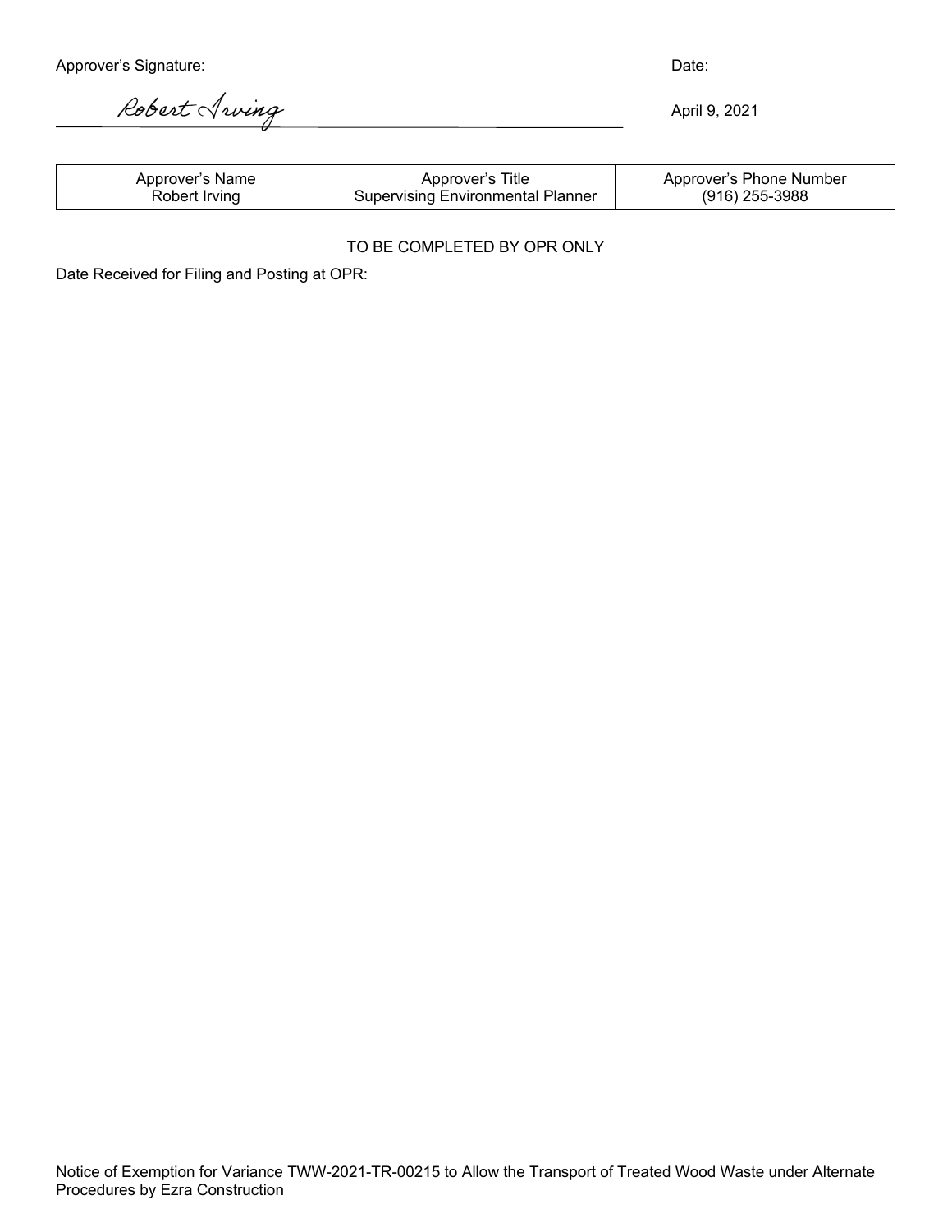Approver's Signature: Robert Irving

Date: April 9, 2021

| Approver's Name | Approver's Title | Approver's Phone Number |
|---|---|---|
| Robert Irving | Supervising Environmental Planner | (916) 255-3988 |

TO BE COMPLETED BY OPR ONLY

Date Received for Filing and Posting at OPR: